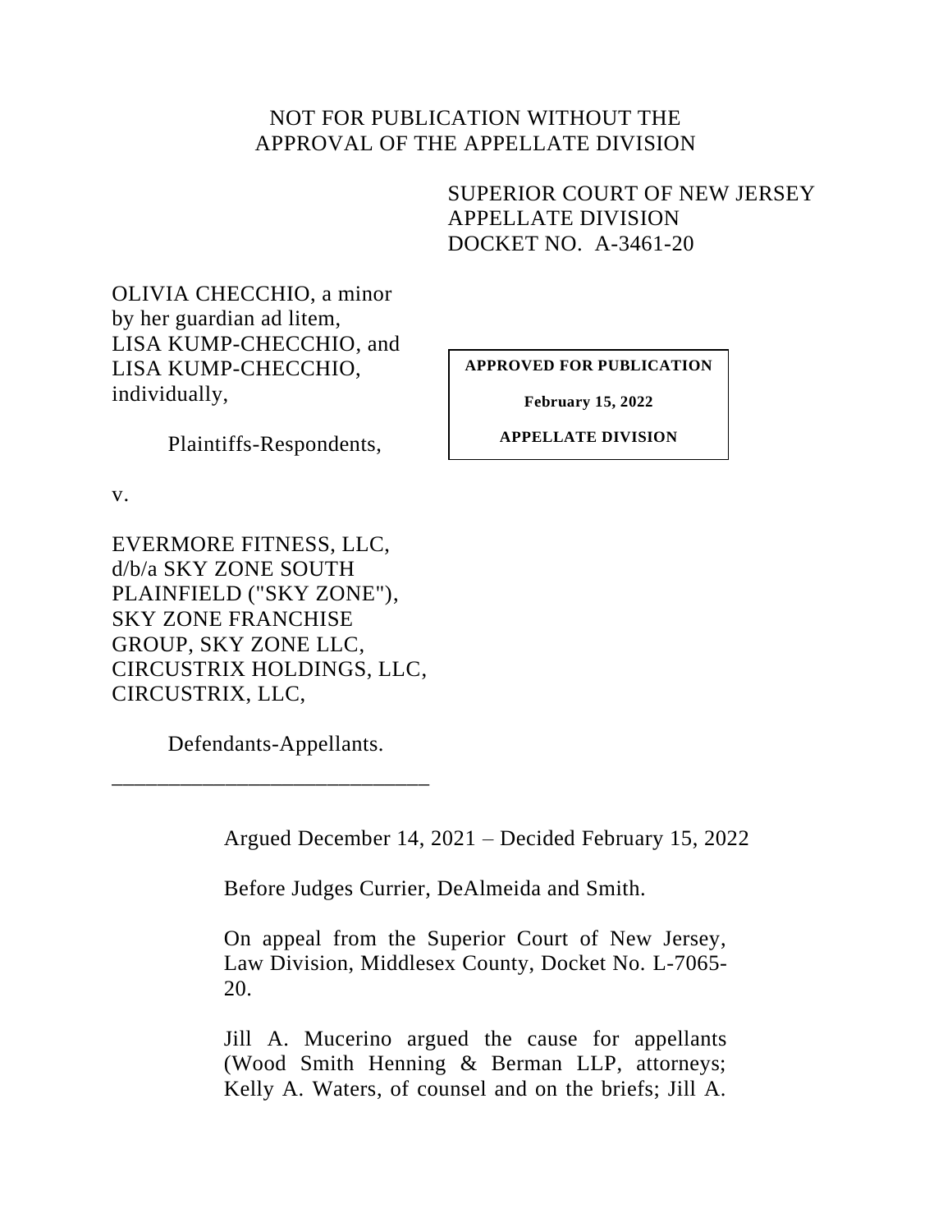NOT FOR PUBLICATION WITHOUT THE APPROVAL OF THE APPELLATE DIVISION

SUPERIOR COURT OF NEW JERSEY
APPELLATE DIVISION
DOCKET NO. A-3461-20

OLIVIA CHECCHIO, a minor by her guardian ad litem, LISA KUMP-CHECCHIO, and LISA KUMP-CHECCHIO, individually,

Plaintiffs-Respondents,

**APPROVED FOR PUBLICATION**

**February 15, 2022**

**APPELLATE DIVISION**

v.

EVERMORE FITNESS, LLC, d/b/a SKY ZONE SOUTH PLAINFIELD ("SKY ZONE"), SKY ZONE FRANCHISE GROUP, SKY ZONE LLC, CIRCUSTRIX HOLDINGS, LLC, CIRCUSTRIX, LLC,

Defendants-Appellants.

\_\_\_\_\_\_\_\_\_\_\_\_\_\_\_\_\_\_\_\_\_\_\_\_\_\_\_\_\_\_

Argued December 14, 2021 – Decided February 15, 2022

Before Judges Currier, DeAlmeida and Smith.

On appeal from the Superior Court of New Jersey, Law Division, Middlesex County, Docket No. L-7065-20.

Jill A. Mucerino argued the cause for appellants (Wood Smith Henning & Berman LLP, attorneys; Kelly A. Waters, of counsel and on the briefs; Jill A.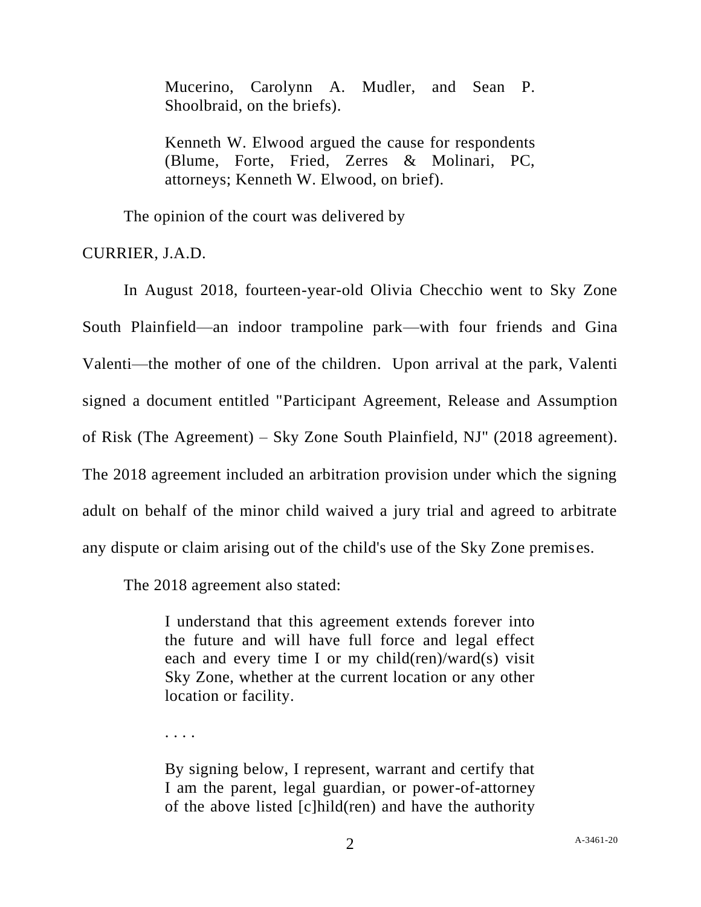Mucerino, Carolynn A. Mudler, and Sean P. Shoolbraid, on the briefs).

Kenneth W. Elwood argued the cause for respondents (Blume, Forte, Fried, Zerres & Molinari, PC, attorneys; Kenneth W. Elwood, on brief).

The opinion of the court was delivered by

CURRIER, J.A.D.

In August 2018, fourteen-year-old Olivia Checchio went to Sky Zone South Plainfield—an indoor trampoline park—with four friends and Gina Valenti—the mother of one of the children. Upon arrival at the park, Valenti signed a document entitled "Participant Agreement, Release and Assumption of Risk (The Agreement) – Sky Zone South Plainfield, NJ" (2018 agreement). The 2018 agreement included an arbitration provision under which the signing adult on behalf of the minor child waived a jury trial and agreed to arbitrate any dispute or claim arising out of the child's use of the Sky Zone premises.

The 2018 agreement also stated:

> I understand that this agreement extends forever into the future and will have full force and legal effect each and every time I or my child(ren)/ward(s) visit Sky Zone, whether at the current location or any other location or facility.
>
> . . . .
>
> By signing below, I represent, warrant and certify that I am the parent, legal guardian, or power-of-attorney of the above listed [c]hild(ren) and have the authority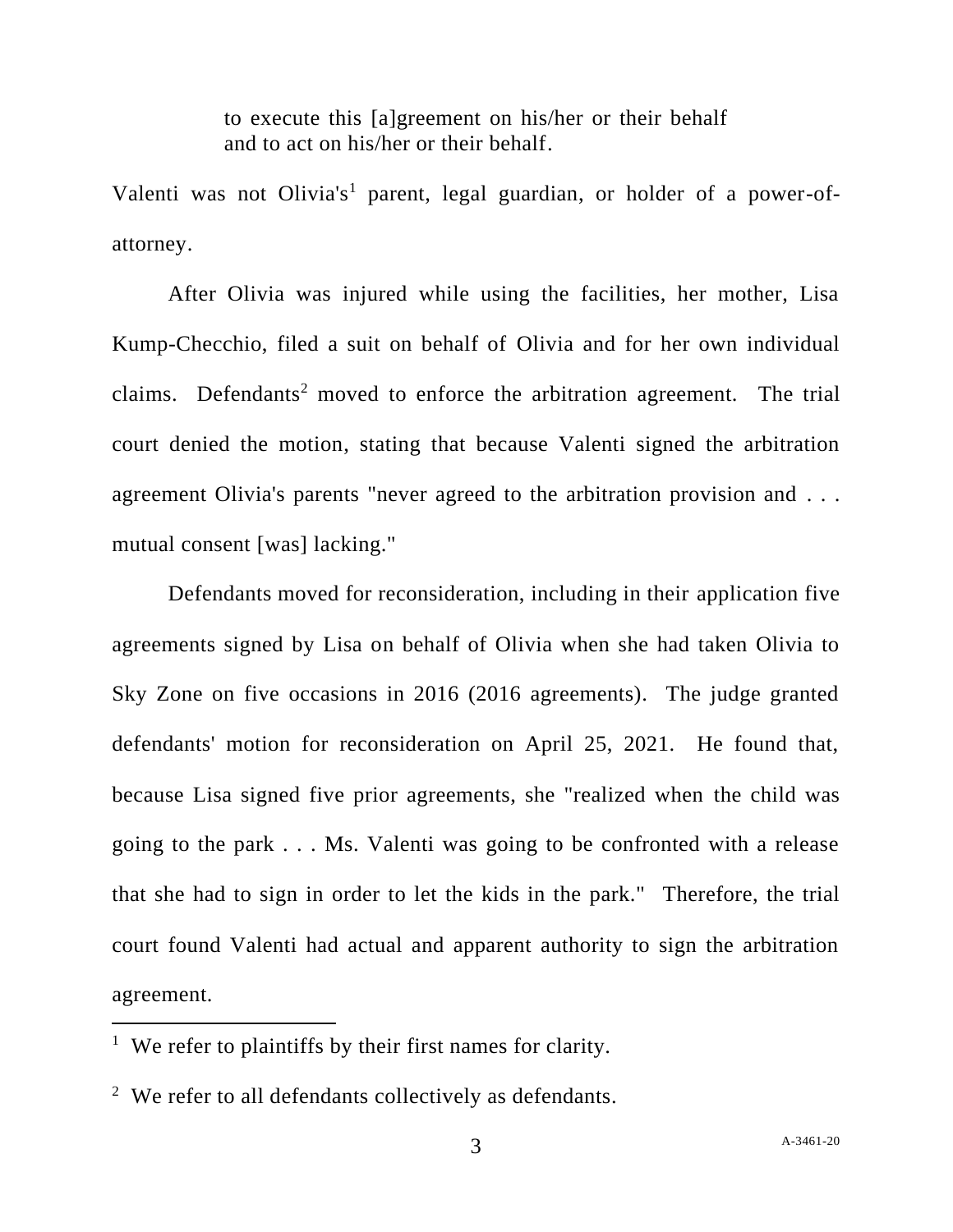> to execute this [a]greement on his/her or their behalf and to act on his/her or their behalf.

Valenti was not Olivia's[1] parent, legal guardian, or holder of a power-of-attorney.

After Olivia was injured while using the facilities, her mother, Lisa Kump-Checchio, filed a suit on behalf of Olivia and for her own individual claims. Defendants[2] moved to enforce the arbitration agreement. The trial court denied the motion, stating that because Valenti signed the arbitration agreement Olivia's parents "never agreed to the arbitration provision and . . . mutual consent [was] lacking."

Defendants moved for reconsideration, including in their application five agreements signed by Lisa on behalf of Olivia when she had taken Olivia to Sky Zone on five occasions in 2016 (2016 agreements). The judge granted defendants' motion for reconsideration on April 25, 2021. He found that, because Lisa signed five prior agreements, she "realized when the child was going to the park . . . Ms. Valenti was going to be confronted with a release that she had to sign in order to let the kids in the park." Therefore, the trial court found Valenti had actual and apparent authority to sign the arbitration agreement.

---

[1] We refer to plaintiffs by their first names for clarity.

[2] We refer to all defendants collectively as defendants.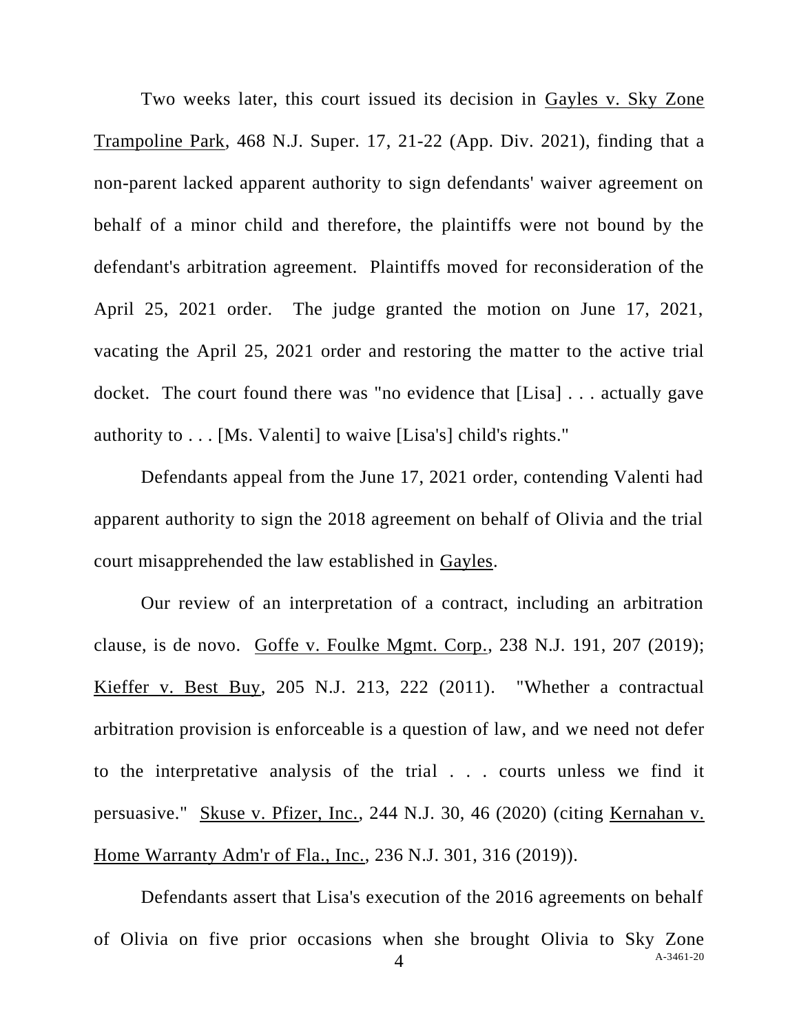Two weeks later, this court issued its decision in Gayles v. Sky Zone Trampoline Park, 468 N.J. Super. 17, 21-22 (App. Div. 2021), finding that a non-parent lacked apparent authority to sign defendants' waiver agreement on behalf of a minor child and therefore, the plaintiffs were not bound by the defendant's arbitration agreement. Plaintiffs moved for reconsideration of the April 25, 2021 order. The judge granted the motion on June 17, 2021, vacating the April 25, 2021 order and restoring the matter to the active trial docket. The court found there was "no evidence that [Lisa] . . . actually gave authority to . . . [Ms. Valenti] to waive [Lisa's] child's rights."

Defendants appeal from the June 17, 2021 order, contending Valenti had apparent authority to sign the 2018 agreement on behalf of Olivia and the trial court misapprehended the law established in Gayles.

Our review of an interpretation of a contract, including an arbitration clause, is de novo. Goffe v. Foulke Mgmt. Corp., 238 N.J. 191, 207 (2019); Kieffer v. Best Buy, 205 N.J. 213, 222 (2011). "Whether a contractual arbitration provision is enforceable is a question of law, and we need not defer to the interpretative analysis of the trial . . . courts unless we find it persuasive." Skuse v. Pfizer, Inc., 244 N.J. 30, 46 (2020) (citing Kernahan v. Home Warranty Adm'r of Fla., Inc., 236 N.J. 301, 316 (2019)).

Defendants assert that Lisa's execution of the 2016 agreements on behalf of Olivia on five prior occasions when she brought Olivia to Sky Zone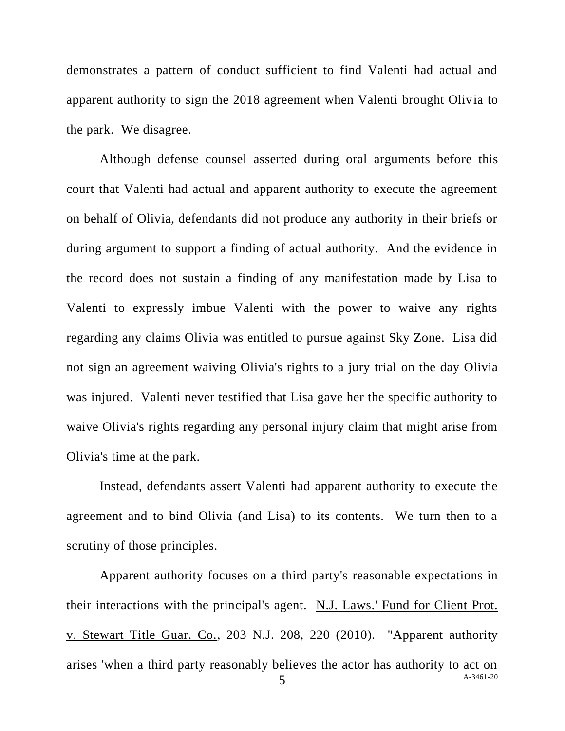demonstrates a pattern of conduct sufficient to find Valenti had actual and apparent authority to sign the 2018 agreement when Valenti brought Olivia to the park. We disagree.

Although defense counsel asserted during oral arguments before this court that Valenti had actual and apparent authority to execute the agreement on behalf of Olivia, defendants did not produce any authority in their briefs or during argument to support a finding of actual authority. And the evidence in the record does not sustain a finding of any manifestation made by Lisa to Valenti to expressly imbue Valenti with the power to waive any rights regarding any claims Olivia was entitled to pursue against Sky Zone. Lisa did not sign an agreement waiving Olivia's rights to a jury trial on the day Olivia was injured. Valenti never testified that Lisa gave her the specific authority to waive Olivia's rights regarding any personal injury claim that might arise from Olivia's time at the park.

Instead, defendants assert Valenti had apparent authority to execute the agreement and to bind Olivia (and Lisa) to its contents. We turn then to a scrutiny of those principles.

Apparent authority focuses on a third party's reasonable expectations in their interactions with the principal's agent. N.J. Laws.' Fund for Client Prot. v. Stewart Title Guar. Co., 203 N.J. 208, 220 (2010). "Apparent authority arises 'when a third party reasonably believes the actor has authority to act on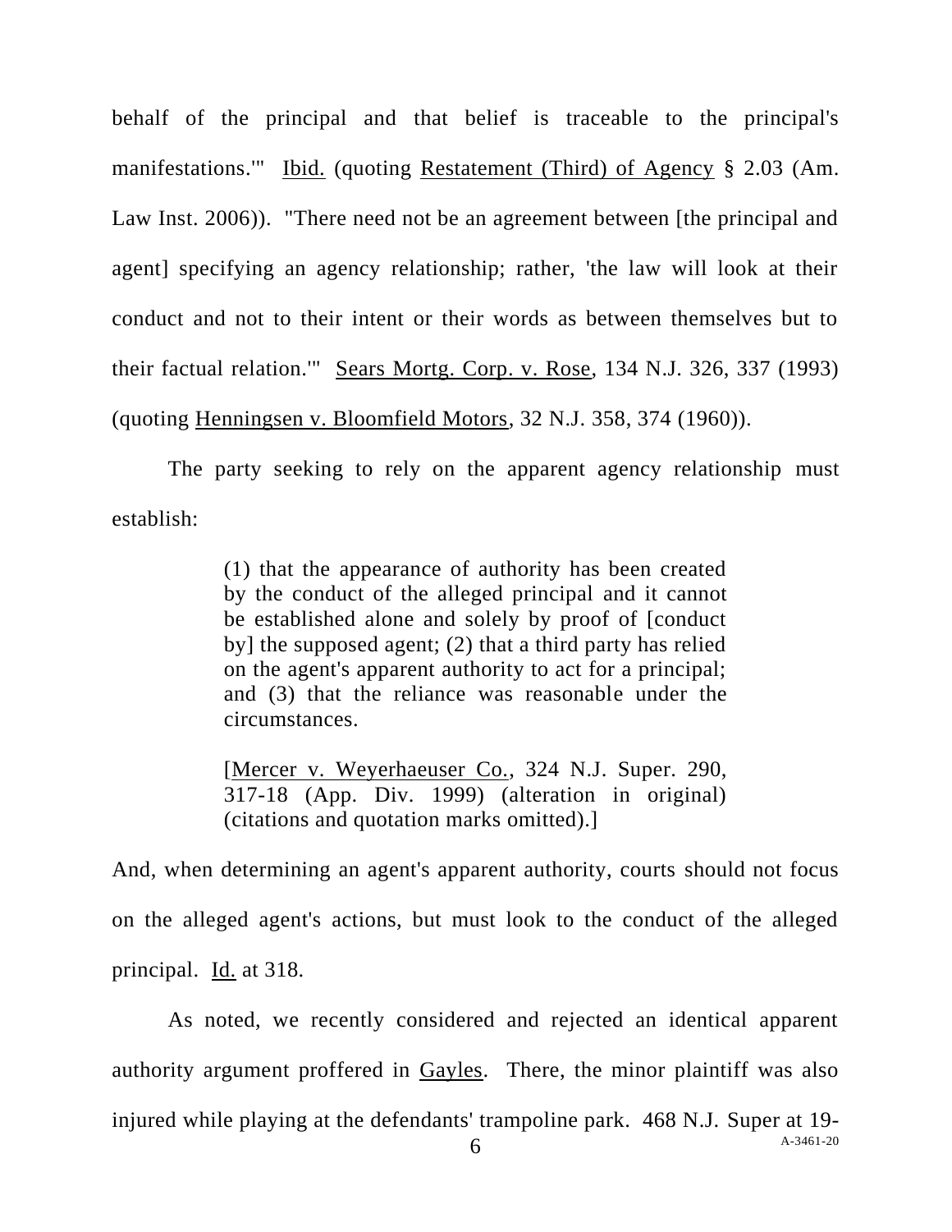behalf of the principal and that belief is traceable to the principal's manifestations.'" Ibid. (quoting Restatement (Third) of Agency § 2.03 (Am. Law Inst. 2006)). "There need not be an agreement between [the principal and agent] specifying an agency relationship; rather, 'the law will look at their conduct and not to their intent or their words as between themselves but to their factual relation.'" Sears Mortg. Corp. v. Rose, 134 N.J. 326, 337 (1993) (quoting Henningsen v. Bloomfield Motors, 32 N.J. 358, 374 (1960)).

The party seeking to rely on the apparent agency relationship must establish:

> (1) that the appearance of authority has been created by the conduct of the alleged principal and it cannot be established alone and solely by proof of [conduct by] the supposed agent; (2) that a third party has relied on the agent's apparent authority to act for a principal; and (3) that the reliance was reasonable under the circumstances.
>
> [Mercer v. Weyerhaeuser Co., 324 N.J. Super. 290, 317-18 (App. Div. 1999) (alteration in original) (citations and quotation marks omitted).]

And, when determining an agent's apparent authority, courts should not focus on the alleged agent's actions, but must look to the conduct of the alleged principal. Id. at 318.

As noted, we recently considered and rejected an identical apparent authority argument proffered in Gayles. There, the minor plaintiff was also injured while playing at the defendants' trampoline park. 468 N.J. Super at 19-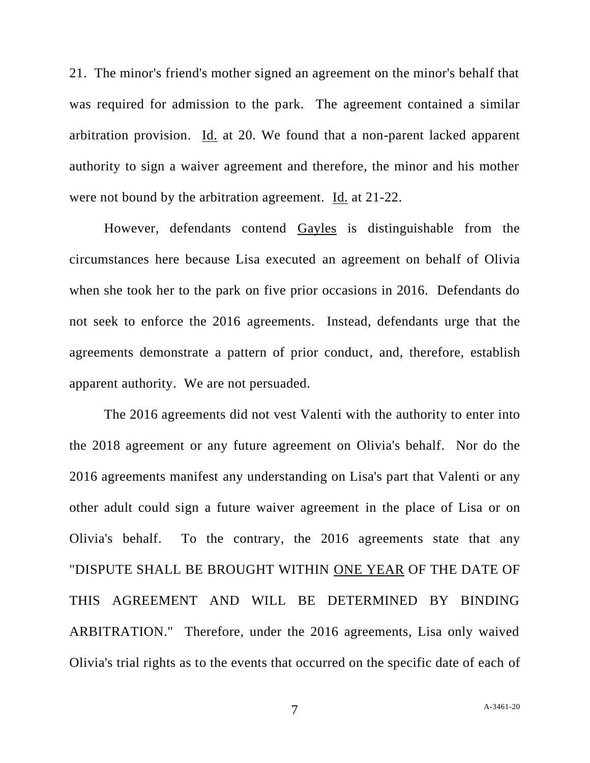21. The minor's friend's mother signed an agreement on the minor's behalf that was required for admission to the park. The agreement contained a similar arbitration provision. Id. at 20. We found that a non-parent lacked apparent authority to sign a waiver agreement and therefore, the minor and his mother were not bound by the arbitration agreement. Id. at 21-22.

However, defendants contend Gayles is distinguishable from the circumstances here because Lisa executed an agreement on behalf of Olivia when she took her to the park on five prior occasions in 2016. Defendants do not seek to enforce the 2016 agreements. Instead, defendants urge that the agreements demonstrate a pattern of prior conduct, and, therefore, establish apparent authority. We are not persuaded.

The 2016 agreements did not vest Valenti with the authority to enter into the 2018 agreement or any future agreement on Olivia's behalf. Nor do the 2016 agreements manifest any understanding on Lisa's part that Valenti or any other adult could sign a future waiver agreement in the place of Lisa or on Olivia's behalf. To the contrary, the 2016 agreements state that any "DISPUTE SHALL BE BROUGHT WITHIN ONE YEAR OF THE DATE OF THIS AGREEMENT AND WILL BE DETERMINED BY BINDING ARBITRATION." Therefore, under the 2016 agreements, Lisa only waived Olivia's trial rights as to the events that occurred on the specific date of each of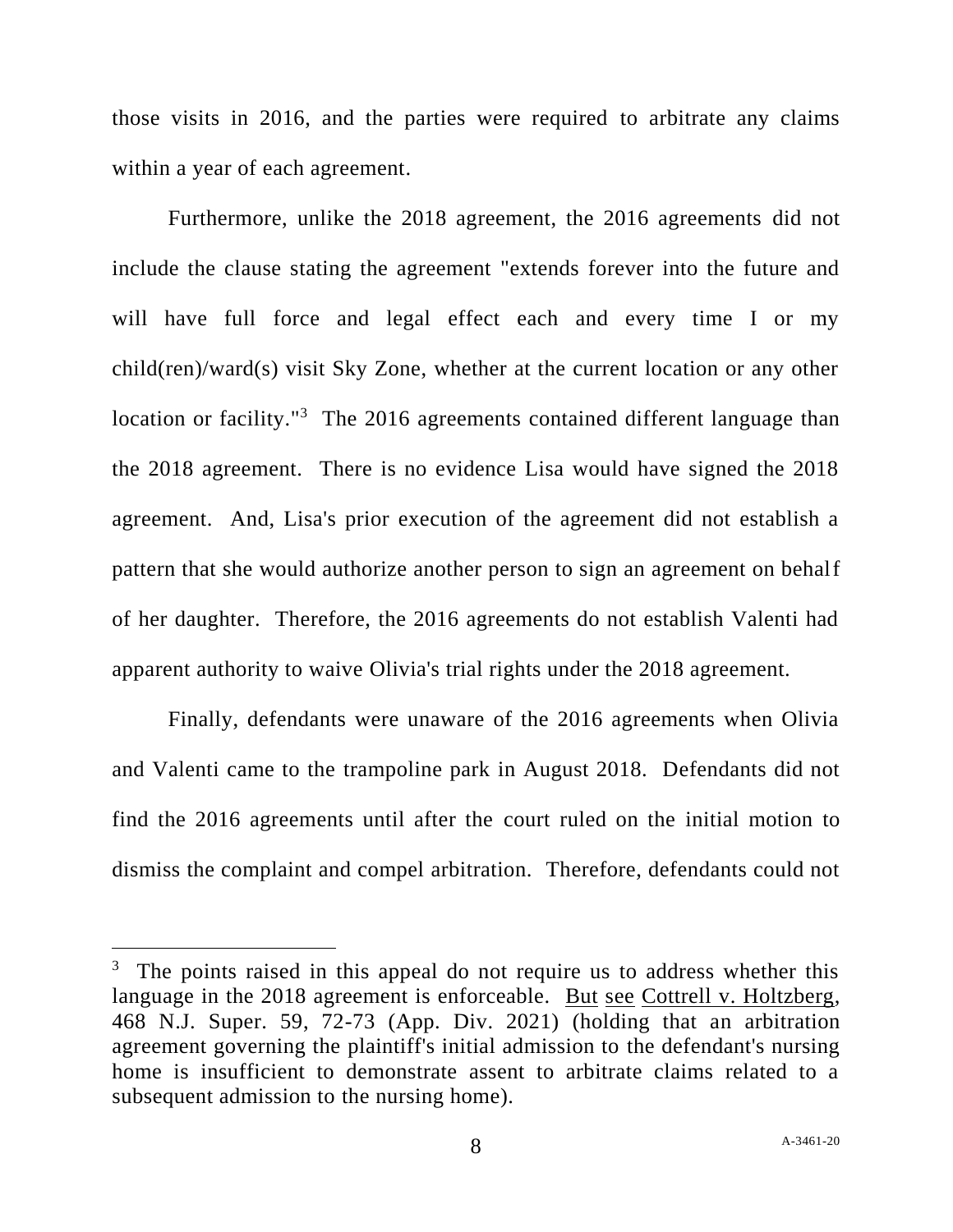those visits in 2016, and the parties were required to arbitrate any claims within a year of each agreement.

Furthermore, unlike the 2018 agreement, the 2016 agreements did not include the clause stating the agreement "extends forever into the future and will have full force and legal effect each and every time I or my child(ren)/ward(s) visit Sky Zone, whether at the current location or any other location or facility."[3] The 2016 agreements contained different language than the 2018 agreement. There is no evidence Lisa would have signed the 2018 agreement. And, Lisa's prior execution of the agreement did not establish a pattern that she would authorize another person to sign an agreement on behalf of her daughter. Therefore, the 2016 agreements do not establish Valenti had apparent authority to waive Olivia's trial rights under the 2018 agreement.

Finally, defendants were unaware of the 2016 agreements when Olivia and Valenti came to the trampoline park in August 2018. Defendants did not find the 2016 agreements until after the court ruled on the initial motion to dismiss the complaint and compel arbitration. Therefore, defendants could not

---

[3] The points raised in this appeal do not require us to address whether this language in the 2018 agreement is enforceable. But see Cottrell v. Holtzberg, 468 N.J. Super. 59, 72-73 (App. Div. 2021) (holding that an arbitration agreement governing the plaintiff's initial admission to the defendant's nursing home is insufficient to demonstrate assent to arbitrate claims related to a subsequent admission to the nursing home).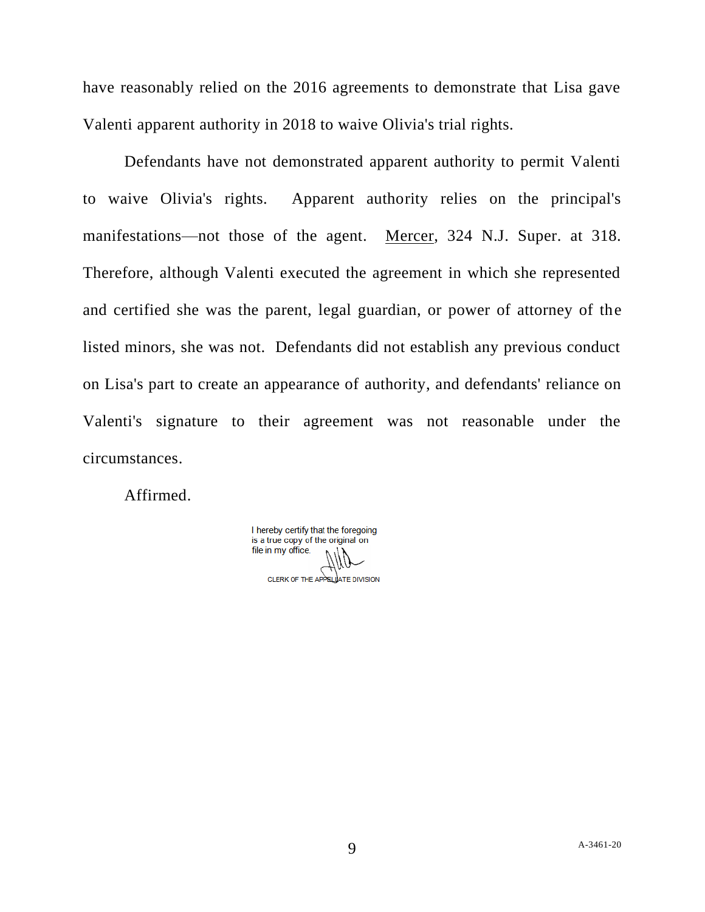have reasonably relied on the 2016 agreements to demonstrate that Lisa gave Valenti apparent authority in 2018 to waive Olivia's trial rights.

Defendants have not demonstrated apparent authority to permit Valenti to waive Olivia's rights. Apparent authority relies on the principal's manifestations—not those of the agent. Mercer, 324 N.J. Super. at 318. Therefore, although Valenti executed the agreement in which she represented and certified she was the parent, legal guardian, or power of attorney of the listed minors, she was not. Defendants did not establish any previous conduct on Lisa's part to create an appearance of authority, and defendants' reliance on Valenti's signature to their agreement was not reasonable under the circumstances.

Affirmed.

I hereby certify that the foregoing is a true copy of the original on file in my office.

CLERK OF THE APPELLATE DIVISION